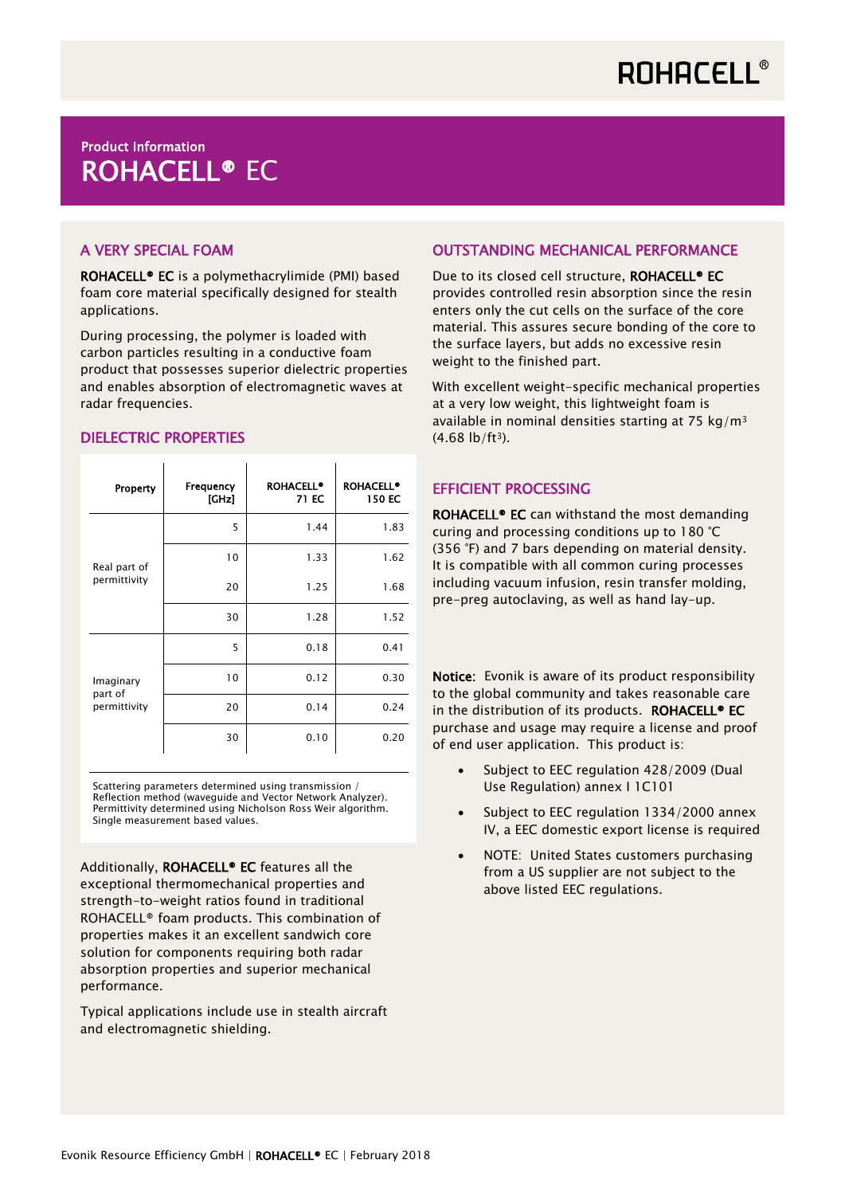Product Information

# ROHACELL® EC

## A VERY SPECIAL FOAM

**ROHACELL® EC** is a polymethacrylimide (PMI) based foam core material specifically designed for stealth applications.

During processing, the polymer is loaded with carbon particles resulting in a conductive foam product that possesses superior dielectric properties and enables absorption of electromagnetic waves at radar frequencies.

## DIELECTRIC PROPERTIES

| Property | Frequency [GHz] | ROHACELL® 71 EC | ROHACELL® 150 EC |
|---|---|---|---|
| Real part of permittivity | 5 | 1.44 | 1.83 |
| | 10 | 1.33 | 1.62 |
| | 20 | 1.25 | 1.68 |
| | 30 | 1.28 | 1.52 |
| Imaginary part of permittivity | 5 | 0.18 | 0.41 |
| | 10 | 0.12 | 0.30 |
| | 20 | 0.14 | 0.24 |
| | 30 | 0.10 | 0.20 |

Scattering parameters determined using transmission / Reflection method (waveguide and Vector Network Analyzer). Permittivity determined using Nicholson Ross Weir algorithm. Single measurement based values.

Additionally, **ROHACELL® EC** features all the exceptional thermomechanical properties and strength-to-weight ratios found in traditional ROHACELL® foam products. This combination of properties makes it an excellent sandwich core solution for components requiring both radar absorption properties and superior mechanical performance.

Typical applications include use in stealth aircraft and electromagnetic shielding.

## OUTSTANDING MECHANICAL PERFORMANCE

Due to its closed cell structure, **ROHACELL® EC** provides controlled resin absorption since the resin enters only the cut cells on the surface of the core material. This assures secure bonding of the core to the surface layers, but adds no excessive resin weight to the finished part.

With excellent weight-specific mechanical properties at a very low weight, this lightweight foam is available in nominal densities starting at 75 $kg/m^3$ (4.68 $lb/ft^3$).

## EFFICIENT PROCESSING

**ROHACELL® EC** can withstand the most demanding curing and processing conditions up to 180 °C (356 °F) and 7 bars depending on material density. It is compatible with all common curing processes including vacuum infusion, resin transfer molding, pre-preg autoclaving, as well as hand lay-up.

**Notice:** Evonik is aware of its product responsibility to the global community and takes reasonable care in the distribution of its products. **ROHACELL® EC** purchase and usage may require a license and proof of end user application. This product is:

- Subject to EEC regulation 428/2009 (Dual Use Regulation) annex I 1C101
- Subject to EEC regulation 1334/2000 annex IV, a EEC domestic export license is required
- NOTE: United States customers purchasing from a US supplier are not subject to the above listed EEC regulations.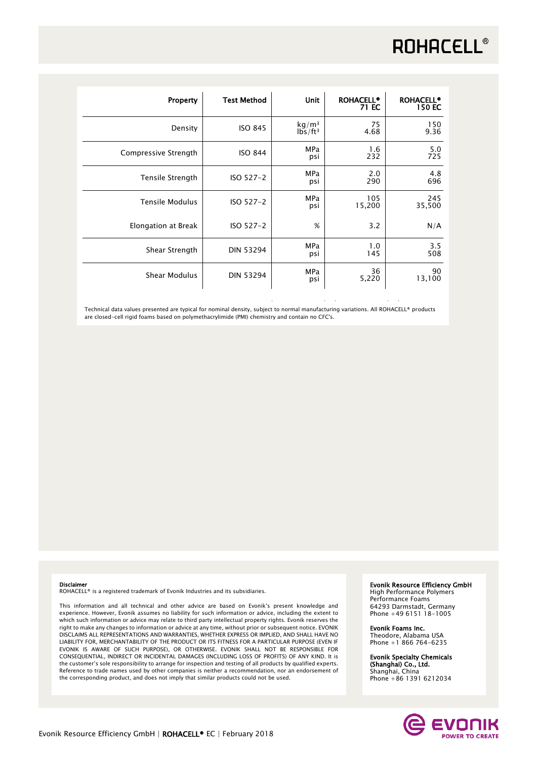| Property | Test Method | Unit | ROHACELL® 71 EC | ROHACELL® 150 EC |
|---|---|---|---|---|
| Density | ISO 845 | $kg/m^3$<br>$lbs/ft^3$ | 75<br>4.68 | 150<br>9.36 |
| Compressive Strength | ISO 844 | MPa<br>psi | 1.6<br>232 | 5.0<br>725 |
| Tensile Strength | ISO 527-2 | MPa<br>psi | 2.0<br>290 | 4.8<br>696 |
| Tensile Modulus | ISO 527-2 | MPa<br>psi | 105<br>15,200 | 245<br>35,500 |
| Elongation at Break | ISO 527-2 | % | 3.2 | N/A |
| Shear Strength | DIN 53294 | MPa<br>psi | 1.0<br>145 | 3.5<br>508 |
| Shear Modulus | DIN 53294 | MPa<br>psi | 36<br>5,220 | 90<br>13,100 |

Technical data values presented are typical for nominal density, subject to normal manufacturing variations. All ROHACELL® products are closed-cell rigid foams based on polymethacrylimide (PMI) chemistry and contain no CFC's.

**Disclaimer**
ROHACELL® is a registered trademark of Evonik Industries and its subsidiaries.

This information and all technical and other advice are based on Evonik's present knowledge and experience. However, Evonik assumes no liability for such information or advice, including the extent to which such information or advice may relate to third party intellectual property rights. Evonik reserves the right to make any changes to information or advice at any time, without prior or subsequent notice. EVONIK DISCLAIMS ALL REPRESENTATIONS AND WARRANTIES, WHETHER EXPRESS OR IMPLIED, AND SHALL HAVE NO LIABILITY FOR, MERCHANTABILITY OF THE PRODUCT OR ITS FITNESS FOR A PARTICULAR PURPOSE (EVEN IF EVONIK IS AWARE OF SUCH PURPOSE), OR OTHERWISE. EVONIK SHALL NOT BE RESPONSIBLE FOR CONSEQUENTIAL, INDIRECT OR INCIDENTAL DAMAGES (INCLUDING LOSS OF PROFITS) OF ANY KIND. It is the customer's sole responsibility to arrange for inspection and testing of all products by qualified experts. Reference to trade names used by other companies is neither a recommendation, nor an endorsement of the corresponding product, and does not imply that similar products could not be used.

**Evonik Resource Efficiency GmbH**
High Performance Polymers
Performance Foams
64293 Darmstadt, Germany
Phone +49 6151 18-1005

**Evonik Foams Inc.**
Theodore, Alabama USA
Phone +1 866 764-6235

**Evonik Specialty Chemicals (Shanghai) Co., Ltd.**
Shanghai, China
Phone +86 1391 6212034

Evonik Resource Efficiency GmbH | **ROHACELL®** EC | February 2018